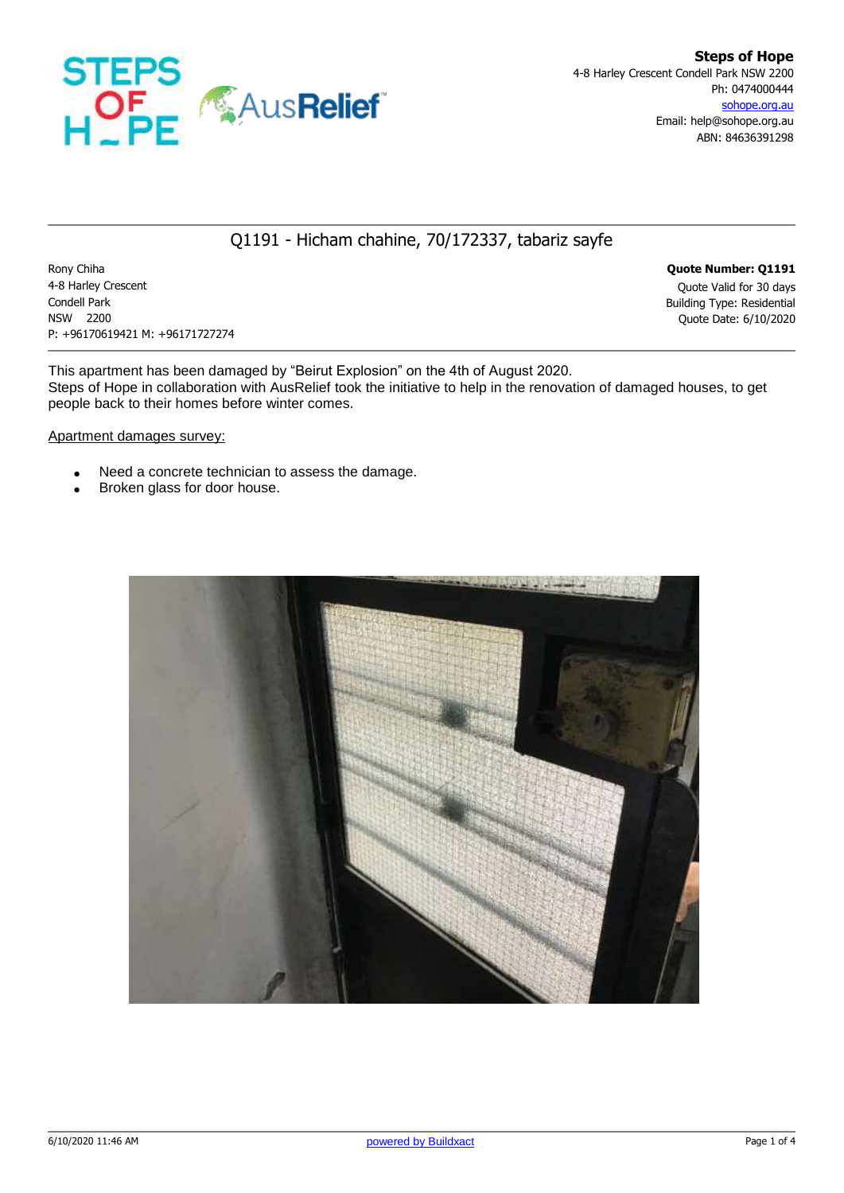**Steps of Hope**
4-8 Harley Crescent Condell Park NSW 2200
Ph: 0474000444
sohope.org.au
Email: help@sohope.org.au
ABN: 84636391298

## Q1191 - Hicham chahine, 70/172337, tabariz sayfe

Rony Chiha
4-8 Harley Crescent
Condell Park
NSW 2200
P: +96170619421 M: +96171727274

**Quote Number: Q1191**
Quote Valid for 30 days
Building Type: Residential
Quote Date: 6/10/2020

This apartment has been damaged by "Beirut Explosion" on the 4th of August 2020.
Steps of Hope in collaboration with AusRelief took the initiative to help in the renovation of damaged houses, to get people back to their homes before winter comes.

Apartment damages survey:

- Need a concrete technician to assess the damage.
- Broken glass for door house.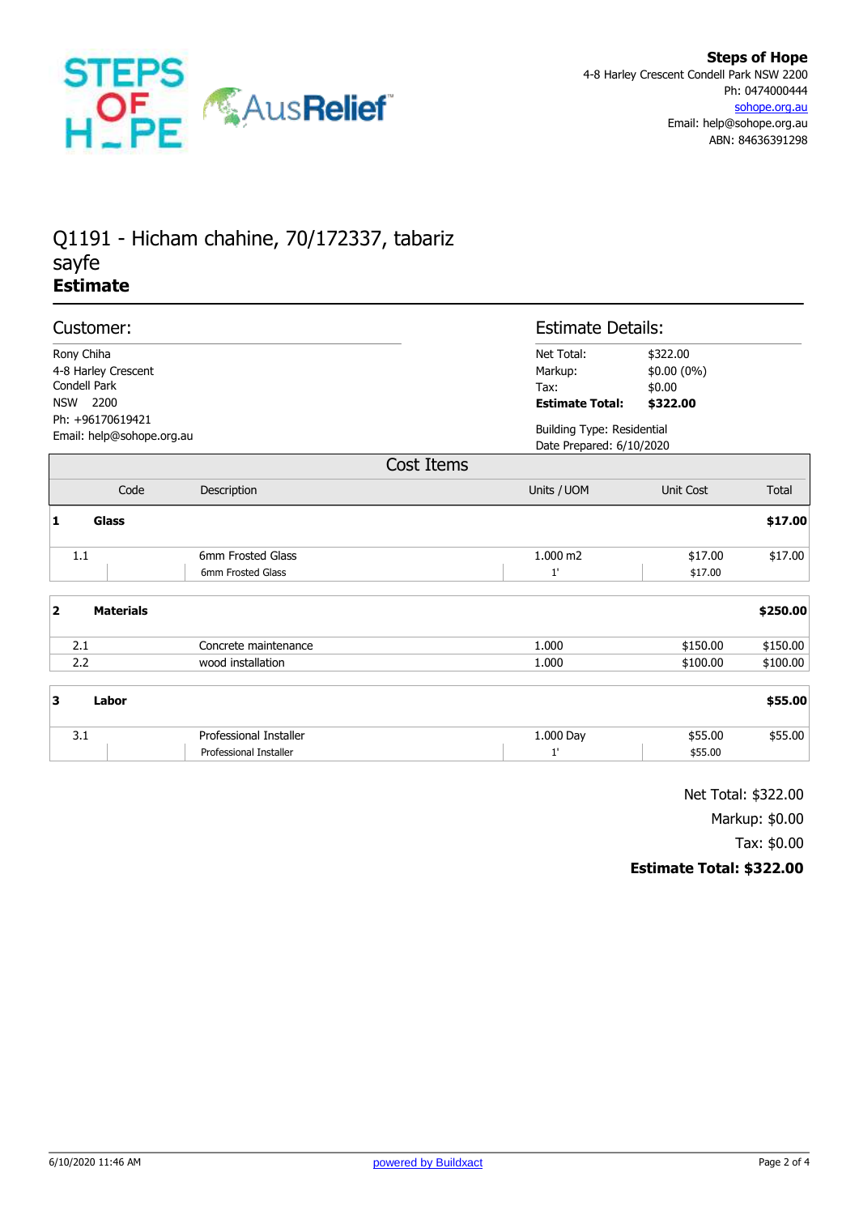**Steps of Hope**
4-8 Harley Crescent Condell Park NSW 2200
Ph: 0474000444
sohope.org.au
Email: help@sohope.org.au
ABN: 84636391298

# Q1191 - Hicham chahine, 70/172337, tabariz sayfe
**Estimate**

## Customer:

Rony Chiha
4-8 Harley Crescent
Condell Park
NSW 2200
Ph: +96170619421
Email: help@sohope.org.au

## Estimate Details:

| | |
|---|---|
| Net Total: | $322.00 |
| Markup: | $0.00 (0%) |
| Tax: | $0.00 |
| **Estimate Total:** | **$322.00** |

Building Type: Residential
Date Prepared: 6/10/2020

## Cost Items

| | Code | Description | Units / UOM | Unit Cost | Total |
|---|---|---|---|---|---|
| **1** | **Glass** | | | | **$17.00** |
| 1.1 | | 6mm Frosted Glass<br>6mm Frosted Glass | 1.000 m2<br>1' | $17.00<br>$17.00 | $17.00 |
| **2** | **Materials** | | | | **$250.00** |
| 2.1 | | Concrete maintenance | 1.000 | $150.00 | $150.00 |
| 2.2 | | wood installation | 1.000 | $100.00 | $100.00 |
| **3** | **Labor** | | | | **$55.00** |
| 3.1 | | Professional Installer<br>Professional Installer | 1.000 Day<br>1' | $55.00<br>$55.00 | $55.00 |

Net Total: $322.00
Markup: $0.00
Tax: $0.00
**Estimate Total: $322.00**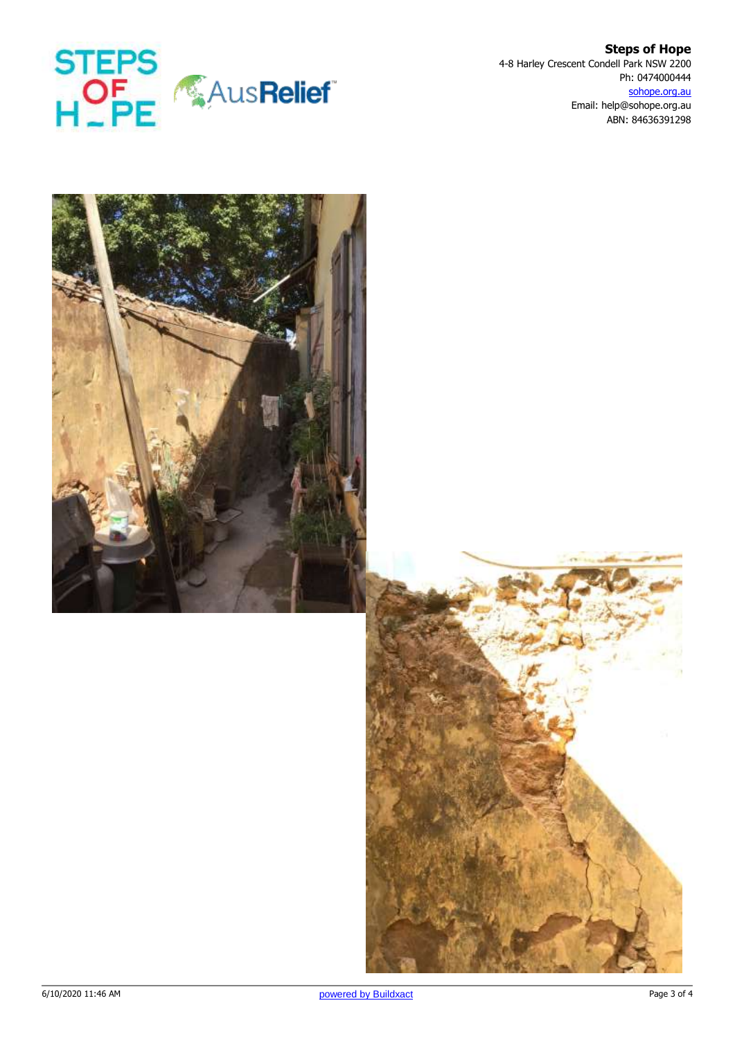**Steps of Hope**
4-8 Harley Crescent Condell Park NSW 2200
Ph: 0474000444
sohope.org.au
Email: help@sohope.org.au
ABN: 84636391298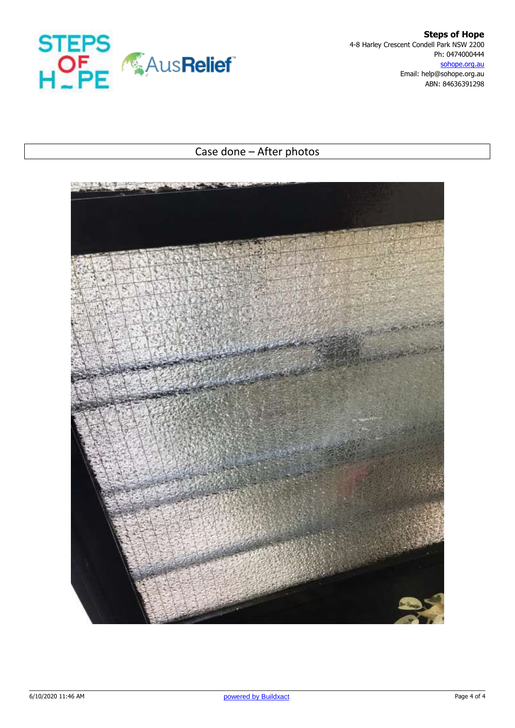**Steps of Hope**
4-8 Harley Crescent Condell Park NSW 2200
Ph: 0474000444
sohope.org.au
Email: help@sohope.org.au
ABN: 84636391298

| Case done – After photos |
| --- |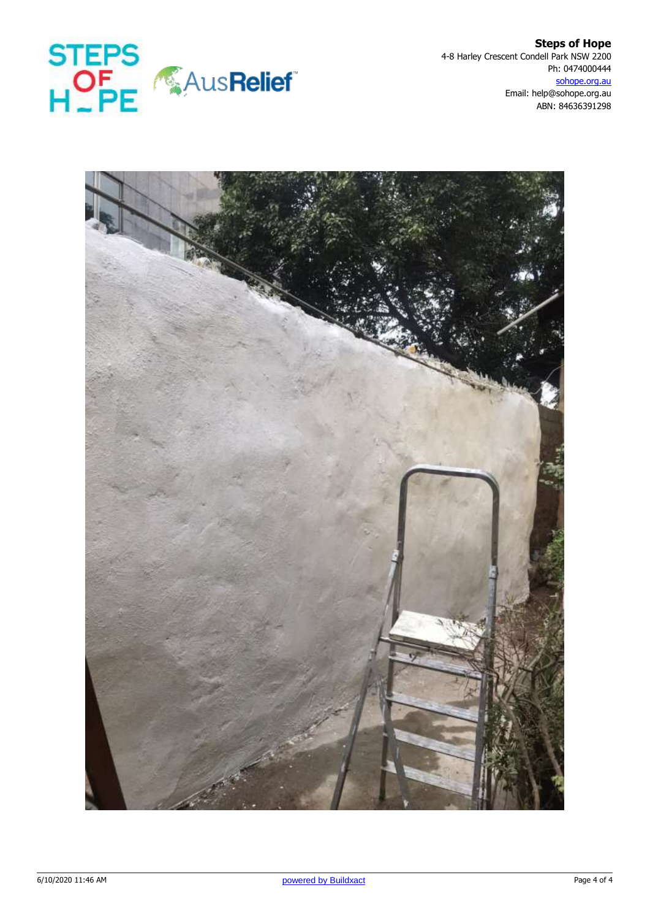**Steps of Hope**
4-8 Harley Crescent Condell Park NSW 2200
Ph: 0474000444
sohope.org.au
Email: help@sohope.org.au
ABN: 84636391298